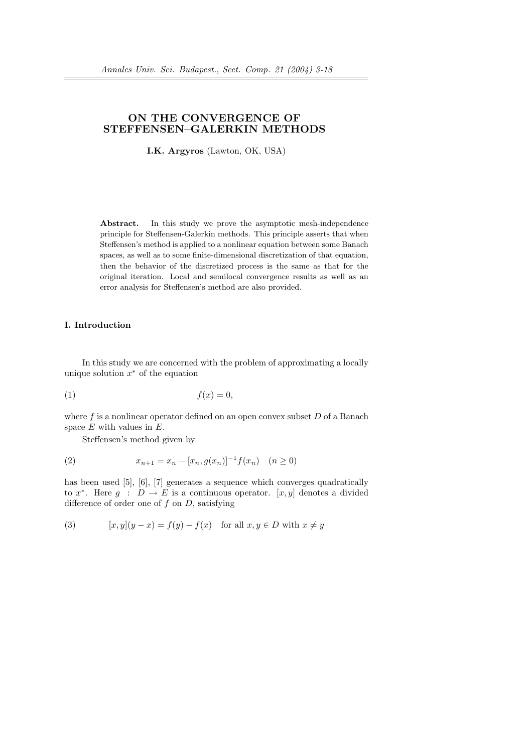# ON THE CONVERGENCE OF STEFFENSEN–GALERKIN METHODS

**I.K. Argyros** (Lawton, OK, USA)

**Abstract.** In this study we prove the asymptotic mesh-independence principle for Steffensen-Galerkin methods. This principle asserts that when Steffensen's method is applied to a nonlinear equation between some Banach spaces, as well as to some finite-dimensional discretization of that equation, then the behavior of the discretized process is the same as that for the original iteration. Local and semilocal convergence results as well as an error analysis for Steffensen's method are also provided.

## I. Introduction

In this study we are concerned with the problem of approximating a locally unique solution $x^*$ of the equation

$$f(x) = 0, \tag{1}$$

where $f$ is a nonlinear operator defined on an open convex subset $D$ of a Banach space $E$ with values in $E$.

Steffensen's method given by

$$x_{n+1} = x_n - [x_n, g(x_n)]^{-1} f(x_n) \quad (n \geq 0) \tag{2}$$

has been used [5], [6], [7] generates a sequence which converges quadratically to $x^*$. Here $g : D \to E$ is a continuous operator. $[x, y]$ denotes a divided difference of order one of $f$ on $D$, satisfying

$$[x, y](y - x) = f(y) - f(x) \quad \text{for all } x, y \in D \text{ with } x \neq y \tag{3}$$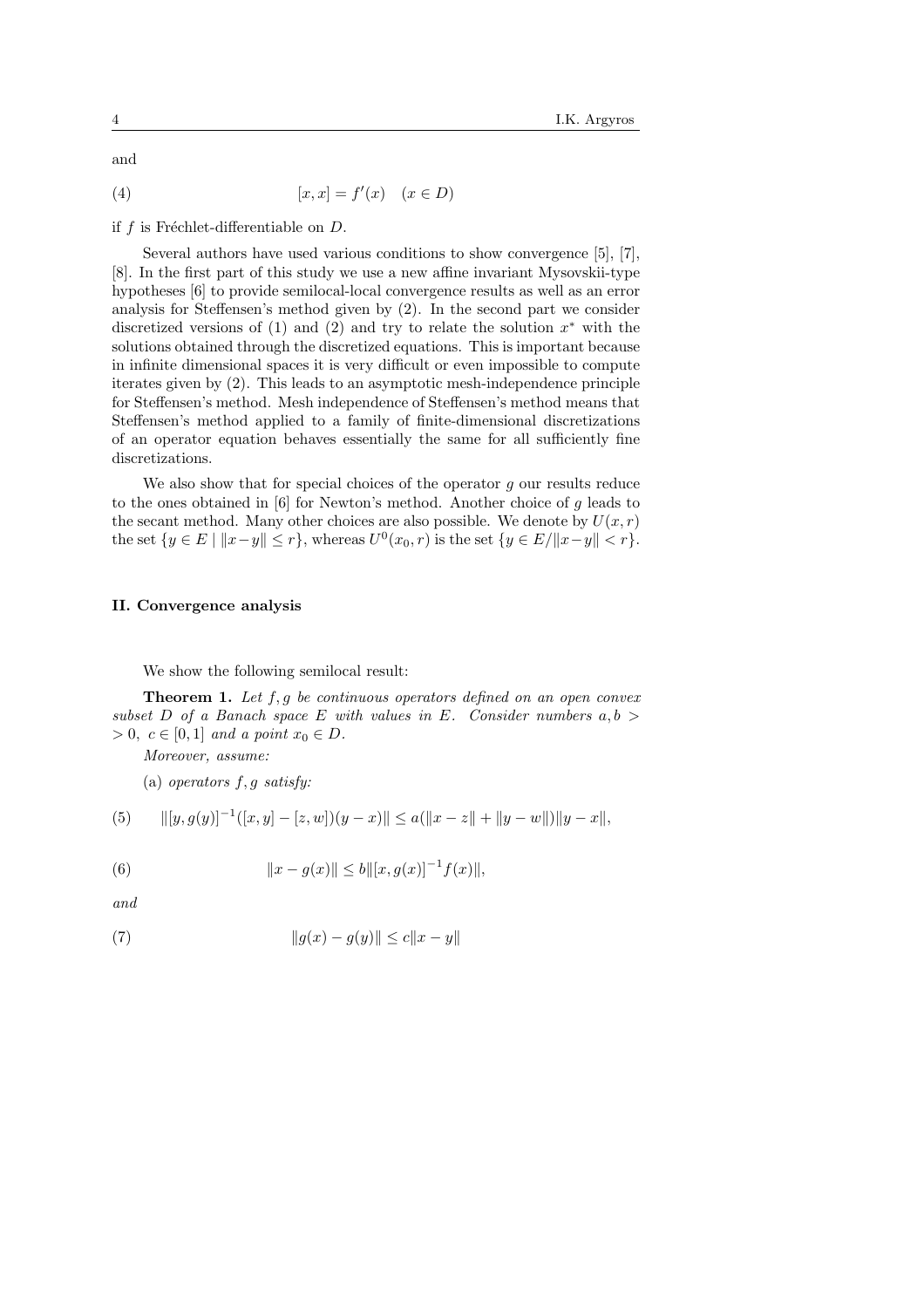and

$$[x, x] = f'(x) \quad (x \in D) \tag{4}$$

if $f$ is Fréchlet-differentiable on $D$.

Several authors have used various conditions to show convergence [5], [7], [8]. In the first part of this study we use a new affine invariant Mysovskii-type hypotheses [6] to provide semilocal-local convergence results as well as an error analysis for Steffensen's method given by (2). In the second part we consider discretized versions of (1) and (2) and try to relate the solution $x^*$ with the solutions obtained through the discretized equations. This is important because in infinite dimensional spaces it is very difficult or even impossible to compute iterates given by (2). This leads to an asymptotic mesh-independence principle for Steffensen's method. Mesh independence of Steffensen's method means that Steffensen's method applied to a family of finite-dimensional discretizations of an operator equation behaves essentially the same for all sufficiently fine discretizations.

We also show that for special choices of the operator $g$ our results reduce to the ones obtained in [6] for Newton's method. Another choice of $g$ leads to the secant method. Many other choices are also possible. We denote by $U(x, r)$ the set $\{y \in E \mid \|x-y\| \leq r\}$, whereas $U^0(x_0, r)$ is the set $\{y \in E/\|x-y\| < r\}$.

## II. Convergence analysis

We show the following semilocal result:

**Theorem 1.** *Let $f, g$ be continuous operators defined on an open convex subset $D$ of a Banach space $E$ with values in $E$. Consider numbers $a, b > 0$, $c \in [0, 1]$ and a point $x_0 \in D$.*

*Moreover, assume:*

(a) *operators $f, g$ satisfy:*

$$\|[y, g(y)]^{-1}([x, y] - [z, w])(y - x)\| \leq a(\|x - z\| + \|y - w\|)\|y - x\|, \tag{5}$$

$$\|x - g(x)\| \leq b\|[x, g(x)]^{-1} f(x)\|, \tag{6}$$

*and*

$$\|g(x) - g(y)\| \leq c\|x - y\| \tag{7}$$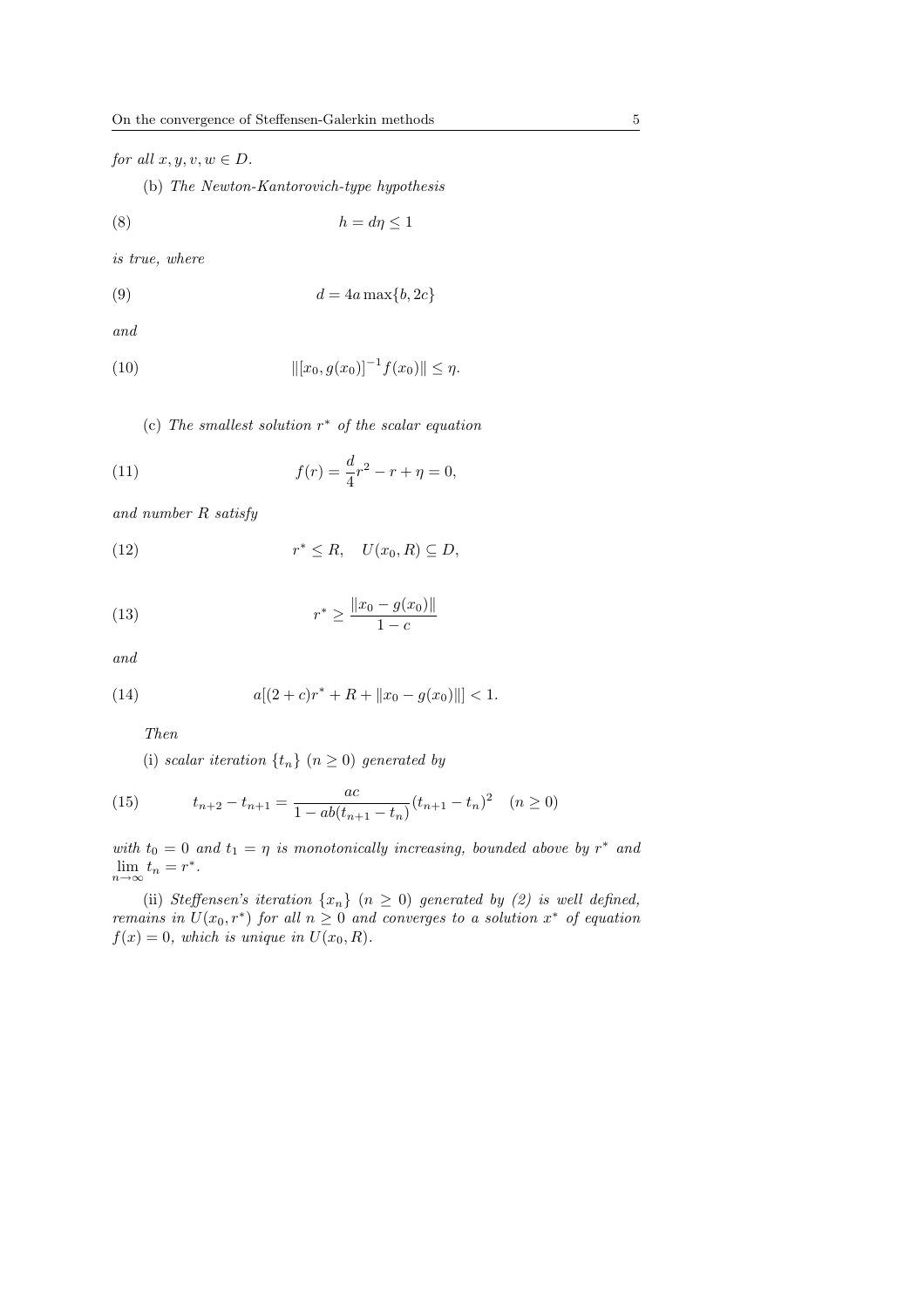*for all* $x, y, v, w \in D$.

(b) *The Newton-Kantorovich-type hypothesis*

$$h = d\eta \leq 1 \tag{8}$$

*is true, where*

$$d = 4a \max\{b, 2c\} \tag{9}$$

*and*

$$\|[x_0, g(x_0)]^{-1} f(x_0)\| \leq \eta. \tag{10}$$

(c) *The smallest solution* $r^*$ *of the scalar equation*

$$f(r) = \frac{d}{4} r^2 - r + \eta = 0, \tag{11}$$

*and number* $R$ *satisfy*

$$r^* \leq R, \quad U(x_0, R) \subseteq D, \tag{12}$$

$$r^* \geq \frac{\|x_0 - g(x_0)\|}{1 - c} \tag{13}$$

*and*

$$a[(2 + c)r^* + R + \|x_0 - g(x_0)\|] < 1. \tag{14}$$

*Then*

(i) *scalar iteration* $\{t_n\}$ $(n \geq 0)$ *generated by*

$$t_{n+2} - t_{n+1} = \frac{ac}{1 - ab(t_{n+1} - t_n)} (t_{n+1} - t_n)^2 \quad (n \geq 0) \tag{15}$$

*with* $t_0 = 0$ *and* $t_1 = \eta$ *is monotonically increasing, bounded above by* $r^*$ *and* $\lim_{n \to \infty} t_n = r^*$.

(ii) *Steffensen's iteration* $\{x_n\}$ $(n \geq 0)$ *generated by (2) is well defined, remains in* $U(x_0, r^*)$ *for all* $n \geq 0$ *and converges to a solution* $x^*$ *of equation* $f(x) = 0$*, which is unique in* $U(x_0, R)$.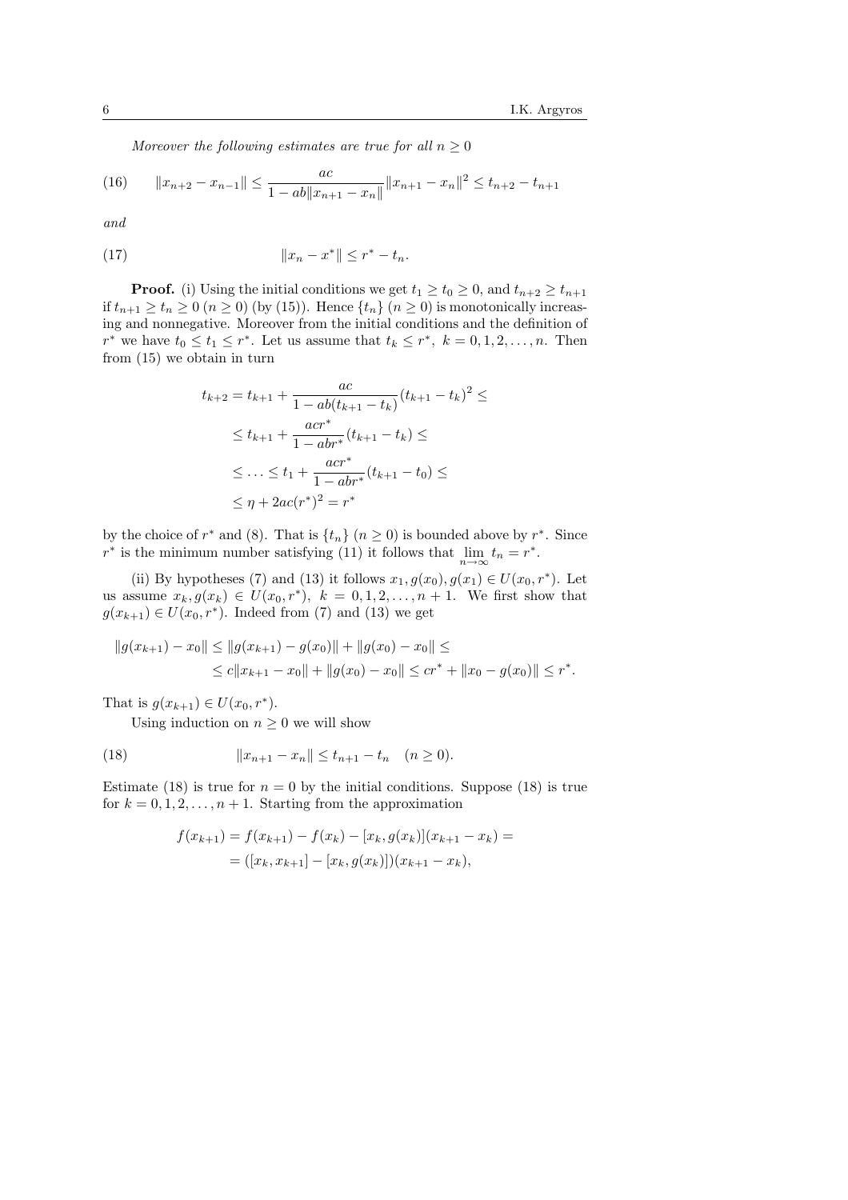*Moreover the following estimates are true for all $n \geq 0$*

$$\|x_{n+2} - x_{n-1}\| \leq \frac{ac}{1 - ab\|x_{n+1} - x_n\|}\|x_{n+1} - x_n\|^2 \leq t_{n+2} - t_{n+1} \tag{16}$$

*and*

$$\|x_n - x^*\| \leq r^* - t_n. \tag{17}$$

**Proof.** (i) Using the initial conditions we get $t_1 \geq t_0 \geq 0$, and $t_{n+2} \geq t_{n+1}$ if $t_{n+1} \geq t_n \geq 0$ $(n \geq 0)$ (by (15)). Hence $\{t_n\}$ $(n \geq 0)$ is monotonically increasing and nonnegative. Moreover from the initial conditions and the definition of $r^*$ we have $t_0 \leq t_1 \leq r^*$. Let us assume that $t_k \leq r^*$, $k = 0, 1, 2, \ldots, n$. Then from (15) we obtain in turn

$$\begin{aligned}
t_{k+2} &= t_{k+1} + \frac{ac}{1 - ab(t_{k+1} - t_k)}(t_{k+1} - t_k)^2 \leq \\
&\leq t_{k+1} + \frac{acr^*}{1 - abr^*}(t_{k+1} - t_k) \leq \\
&\leq \ldots \leq t_1 + \frac{acr^*}{1 - abr^*}(t_{k+1} - t_0) \leq \\
&\leq \eta + 2ac(r^*)^2 = r^*
\end{aligned}$$

by the choice of $r^*$ and (8). That is $\{t_n\}$ $(n \geq 0)$ is bounded above by $r^*$. Since $r^*$ is the minimum number satisfying (11) it follows that $\lim_{n \to \infty} t_n = r^*$.

(ii) By hypotheses (7) and (13) it follows $x_1, g(x_0), g(x_1) \in U(x_0, r^*)$. Let us assume $x_k, g(x_k) \in U(x_0, r^*)$, $k = 0, 1, 2, \ldots, n+1$. We first show that $g(x_{k+1}) \in U(x_0, r^*)$. Indeed from (7) and (13) we get

$$\begin{aligned}
\|g(x_{k+1}) - x_0\| &\leq \|g(x_{k+1}) - g(x_0)\| + \|g(x_0) - x_0\| \leq \\
&\leq c\|x_{k+1} - x_0\| + \|g(x_0) - x_0\| \leq cr^* + \|x_0 - g(x_0)\| \leq r^*.
\end{aligned}$$

That is $g(x_{k+1}) \in U(x_0, r^*)$.

Using induction on $n \geq 0$ we will show

$$\|x_{n+1} - x_n\| \leq t_{n+1} - t_n \quad (n \geq 0). \tag{18}$$

Estimate (18) is true for $n = 0$ by the initial conditions. Suppose (18) is true for $k = 0, 1, 2, \ldots, n+1$. Starting from the approximation

$$\begin{aligned}
f(x_{k+1}) &= f(x_{k+1}) - f(x_k) - [x_k, g(x_k)](x_{k+1} - x_k) = \\
&= ([x_k, x_{k+1}] - [x_k, g(x_k)])(x_{k+1} - x_k),
\end{aligned}$$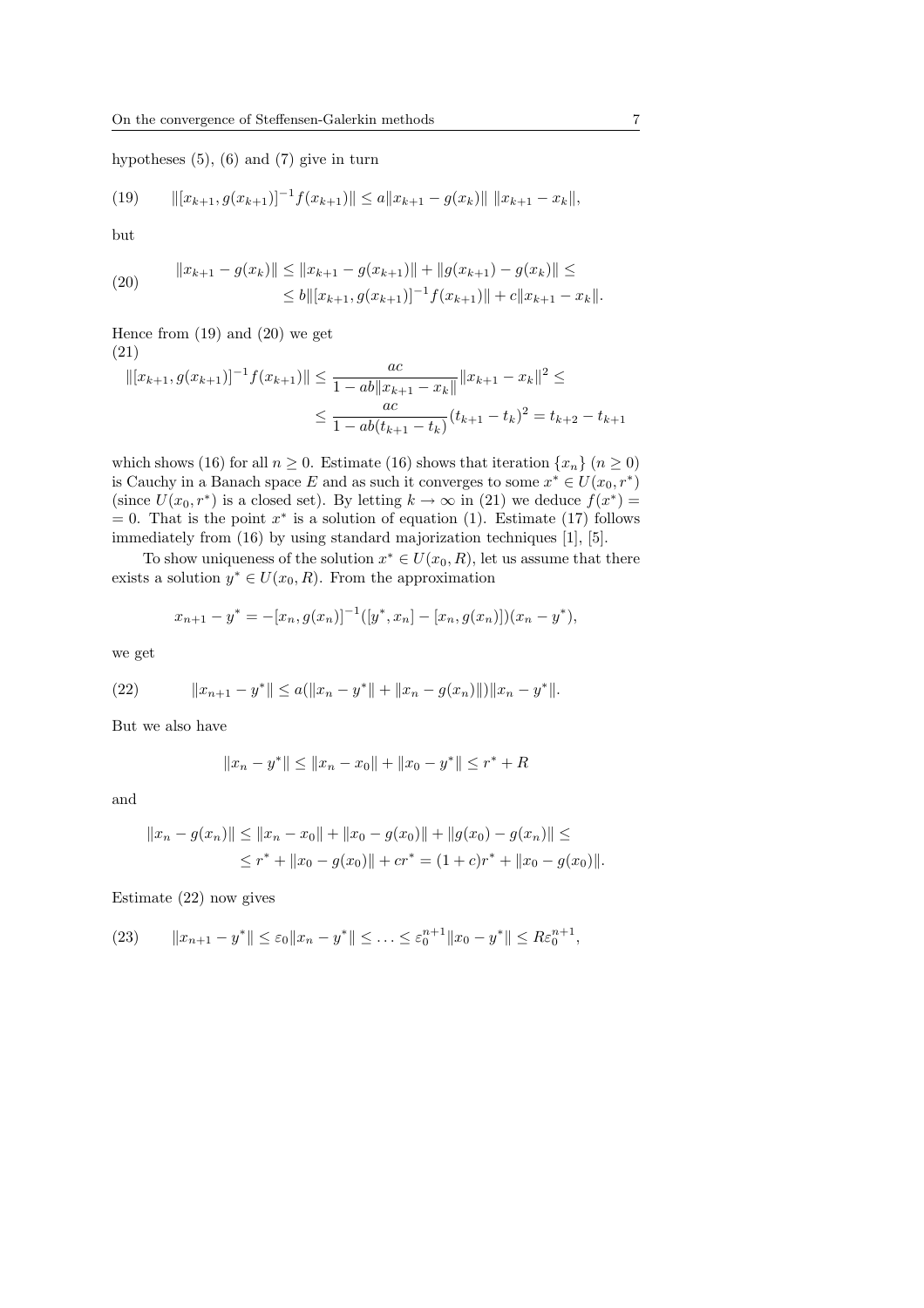hypotheses (5), (6) and (7) give in turn

$$\|[x_{k+1}, g(x_{k+1})]^{-1} f(x_{k+1})\| \leq a\|x_{k+1} - g(x_k)\| \; \|x_{k+1} - x_k\|, \tag{19}$$

but

$$\begin{aligned} \|x_{k+1} - g(x_k)\| &\leq \|x_{k+1} - g(x_{k+1})\| + \|g(x_{k+1}) - g(x_k)\| \leq \\ &\leq b\|[x_{k+1}, g(x_{k+1})]^{-1} f(x_{k+1})\| + c\|x_{k+1} - x_k\|. \end{aligned} \tag{20}$$

Hence from (19) and (20) we get

$$\begin{aligned} \|[x_{k+1}, g(x_{k+1})]^{-1} f(x_{k+1})\| &\leq \frac{ac}{1 - ab\|x_{k+1} - x_k\|}\|x_{k+1} - x_k\|^2 \leq \\ &\leq \frac{ac}{1 - ab(t_{k+1} - t_k)}(t_{k+1} - t_k)^2 = t_{k+2} - t_{k+1} \end{aligned} \tag{21}$$

which shows (16) for all $n \geq 0$. Estimate (16) shows that iteration $\{x_n\}$ $(n \geq 0)$ is Cauchy in a Banach space $E$ and as such it converges to some $x^* \in U(x_0, r^*)$ (since $U(x_0, r^*)$ is a closed set). By letting $k \to \infty$ in (21) we deduce $f(x^*) = 0$. That is the point $x^*$ is a solution of equation (1). Estimate (17) follows immediately from (16) by using standard majorization techniques [1], [5].

To show uniqueness of the solution $x^* \in U(x_0, R)$, let us assume that there exists a solution $y^* \in U(x_0, R)$. From the approximation

$$x_{n+1} - y^* = -[x_n, g(x_n)]^{-1}([y^*, x_n] - [x_n, g(x_n)])(x_n - y^*),$$

we get

$$\|x_{n+1} - y^*\| \leq a(\|x_n - y^*\| + \|x_n - g(x_n)\|)\|x_n - y^*\|. \tag{22}$$

But we also have

$$\|x_n - y^*\| \leq \|x_n - x_0\| + \|x_0 - y^*\| \leq r^* + R$$

and

$$\begin{aligned} \|x_n - g(x_n)\| &\leq \|x_n - x_0\| + \|x_0 - g(x_0)\| + \|g(x_0) - g(x_n)\| \leq \\ &\leq r^* + \|x_0 - g(x_0)\| + cr^* = (1 + c)r^* + \|x_0 - g(x_0)\|. \end{aligned}$$

Estimate (22) now gives

$$\|x_{n+1} - y^*\| \leq \varepsilon_0 \|x_n - y^*\| \leq \ldots \leq \varepsilon_0^{n+1}\|x_0 - y^*\| \leq R\varepsilon_0^{n+1}, \tag{23}$$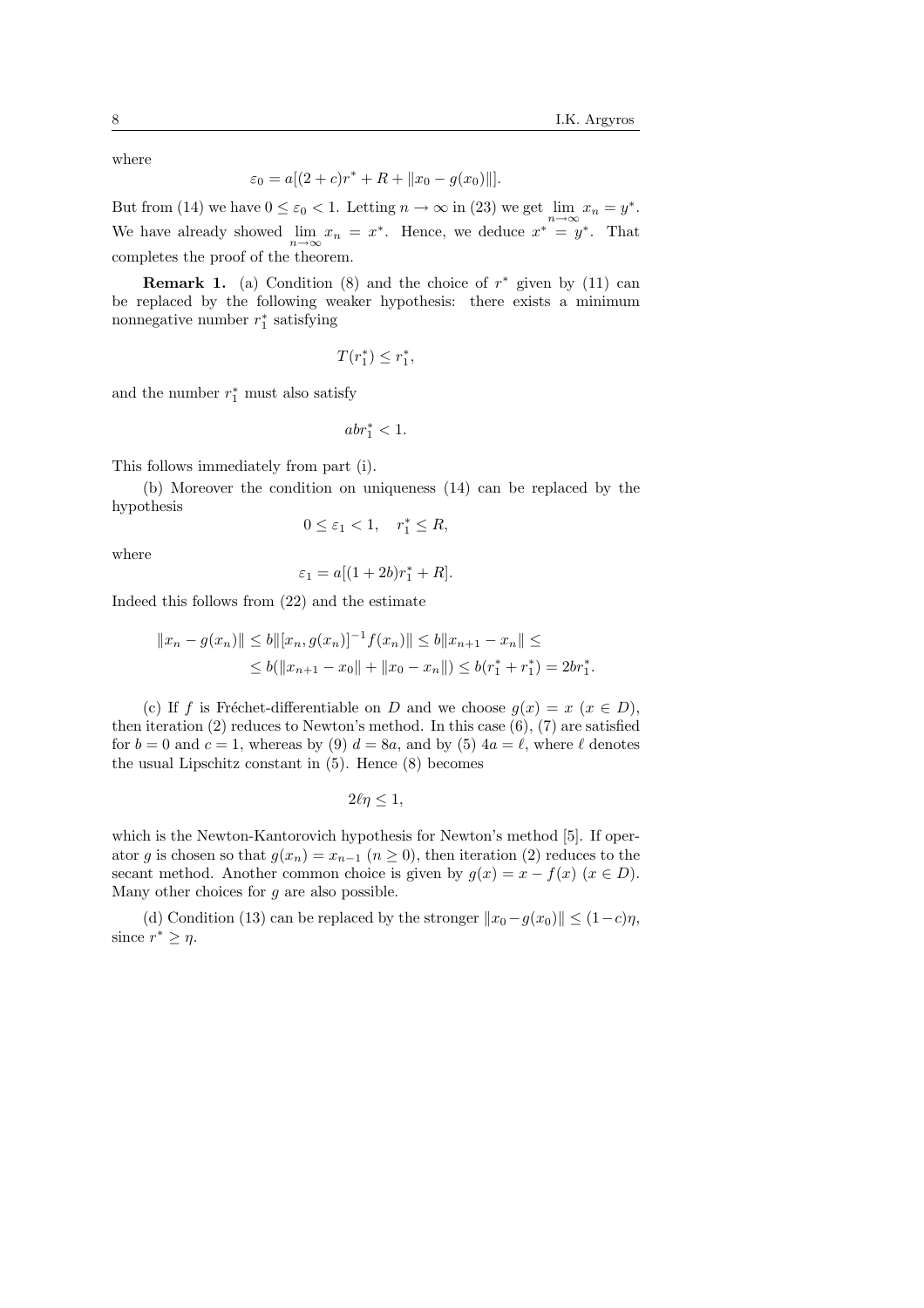where

$$\varepsilon_0 = a[(2+c)r^* + R + \|x_0 - g(x_0)\|].$$

But from (14) we have $0 \leq \varepsilon_0 < 1$. Letting $n \to \infty$ in (23) we get $\lim_{n\to\infty} x_n = y^*$. We have already showed $\lim_{n\to\infty} x_n = x^*$. Hence, we deduce $x^* = y^*$. That completes the proof of the theorem.

**Remark 1.** (a) Condition (8) and the choice of $r^*$ given by (11) can be replaced by the following weaker hypothesis: there exists a minimum nonnegative number $r_1^*$ satisfying

$$T(r_1^*) \leq r_1^*,$$

and the number $r_1^*$ must also satisfy

$$abr_1^* < 1.$$

This follows immediately from part (i).

(b) Moreover the condition on uniqueness (14) can be replaced by the hypothesis

$$0 \leq \varepsilon_1 < 1, \quad r_1^* \leq R,$$

where

$$\varepsilon_1 = a[(1+2b)r_1^* + R].$$

Indeed this follows from (22) and the estimate

$$\begin{aligned}\|x_n - g(x_n)\| &\leq b\|[x_n, g(x_n)]^{-1} f(x_n)\| \leq b\|x_{n+1} - x_n\| \leq \\ &\leq b(\|x_{n+1} - x_0\| + \|x_0 - x_n\|) \leq b(r_1^* + r_1^*) = 2br_1^*.\end{aligned}$$

(c) If $f$ is Fréchet-differentiable on $D$ and we choose $g(x) = x$ ($x \in D$), then iteration (2) reduces to Newton's method. In this case (6), (7) are satisfied for $b = 0$ and $c = 1$, whereas by (9) $d = 8a$, and by (5) $4a = \ell$, where $\ell$ denotes the usual Lipschitz constant in (5). Hence (8) becomes

$$2\ell\eta \leq 1,$$

which is the Newton-Kantorovich hypothesis for Newton's method [5]. If operator $g$ is chosen so that $g(x_n) = x_{n-1}$ ($n \geq 0$), then iteration (2) reduces to the secant method. Another common choice is given by $g(x) = x - f(x)$ ($x \in D$). Many other choices for $g$ are also possible.

(d) Condition (13) can be replaced by the stronger $\|x_0 - g(x_0)\| \leq (1-c)\eta$, since $r^* \geq \eta$.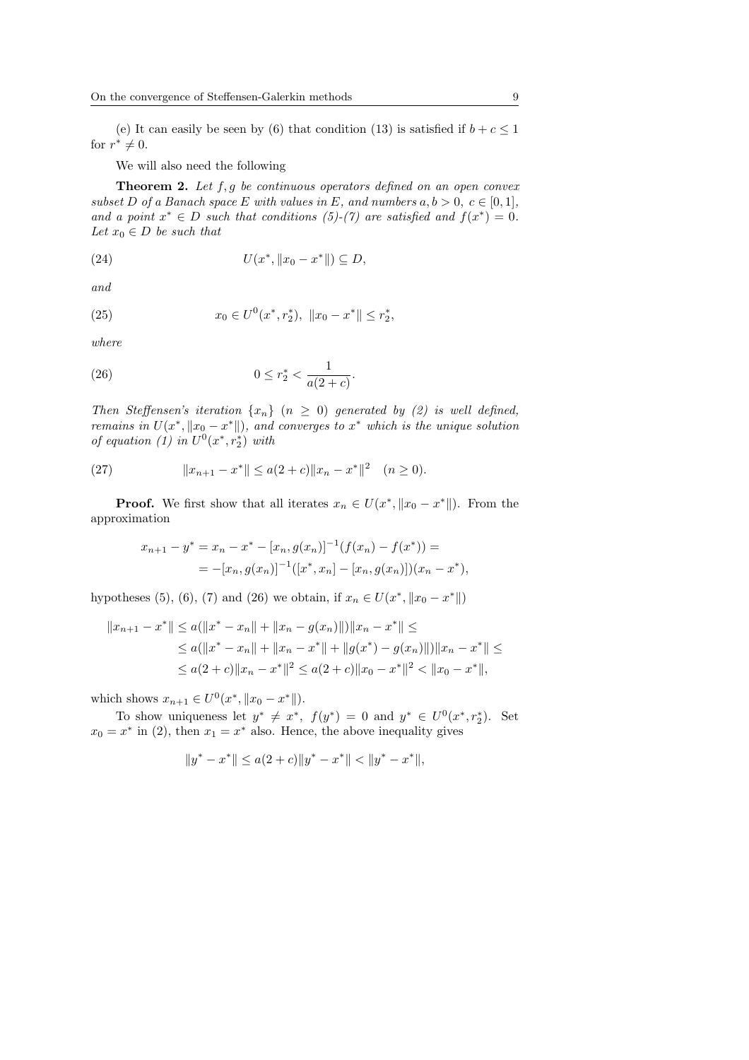(e) It can easily be seen by (6) that condition (13) is satisfied if $b + c \leq 1$ for $r^* \neq 0$.

We will also need the following

**Theorem 2.** *Let $f, g$ be continuous operators defined on an open convex subset $D$ of a Banach space $E$ with values in $E$, and numbers $a, b > 0$, $c \in [0, 1]$, and a point $x^* \in D$ such that conditions (5)-(7) are satisfied and $f(x^*) = 0$. Let $x_0 \in D$ be such that*

$$U(x^*, \|x_0 - x^*\|) \subseteq D, \tag{24}$$

*and*

$$x_0 \in U^0(x^*, r_2^*), \ \|x_0 - x^*\| \leq r_2^*, \tag{25}$$

*where*

$$0 \leq r_2^* < \frac{1}{a(2 + c)}. \tag{26}$$

*Then Steffensen's iteration $\{x_n\}$ $(n \geq 0)$ generated by (2) is well defined, remains in $U(x^*, \|x_0 - x^*\|)$, and converges to $x^*$ which is the unique solution of equation (1) in $U^0(x^*, r_2^*)$ with*

$$\|x_{n+1} - x^*\| \leq a(2 + c)\|x_n - x^*\|^2 \quad (n \geq 0). \tag{27}$$

**Proof.** We first show that all iterates $x_n \in U(x^*, \|x_0 - x^*\|)$. From the approximation

$$\begin{aligned} x_{n+1} - y^* &= x_n - x^* - [x_n, g(x_n)]^{-1}(f(x_n) - f(x^*)) = \\ &= -[x_n, g(x_n)]^{-1}([x^*, x_n] - [x_n, g(x_n)])(x_n - x^*), \end{aligned}$$

hypotheses (5), (6), (7) and (26) we obtain, if $x_n \in U(x^*, \|x_0 - x^*\|)$

$$\begin{aligned} \|x_{n+1} - x^*\| &\leq a(\|x^* - x_n\| + \|x_n - g(x_n)\|)\|x_n - x^*\| \leq \\ &\leq a(\|x^* - x_n\| + \|x_n - x^*\| + \|g(x^*) - g(x_n)\|)\|x_n - x^*\| \leq \\ &\leq a(2 + c)\|x_n - x^*\|^2 \leq a(2 + c)\|x_0 - x^*\|^2 < \|x_0 - x^*\|, \end{aligned}$$

which shows $x_{n+1} \in U^0(x^*, \|x_0 - x^*\|)$.

To show uniqueness let $y^* \neq x^*$, $f(y^*) = 0$ and $y^* \in U^0(x^*, r_2^*)$. Set $x_0 = x^*$ in (2), then $x_1 = x^*$ also. Hence, the above inequality gives

$$\|y^* - x^*\| \leq a(2 + c)\|y^* - x^*\| < \|y^* - x^*\|,$$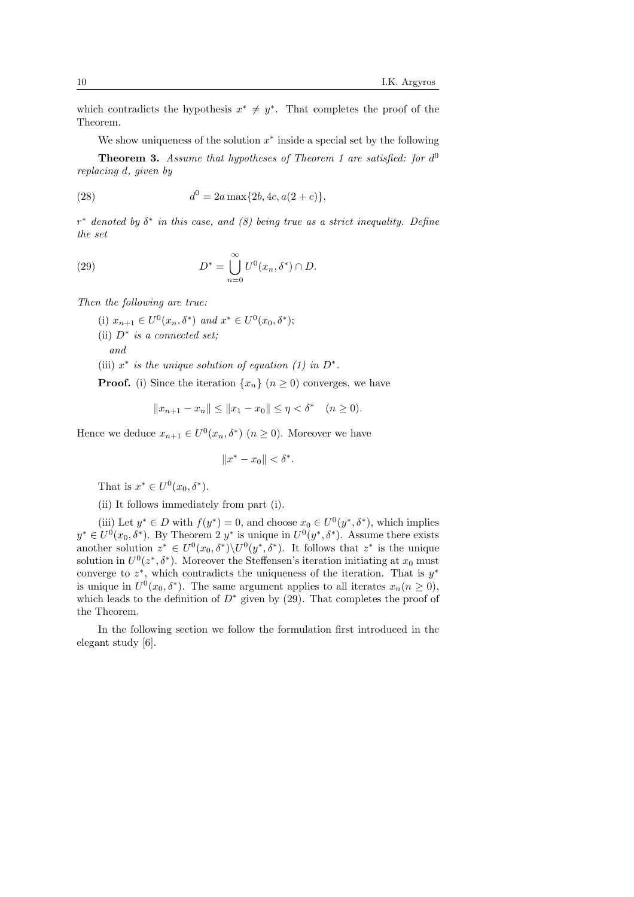which contradicts the hypothesis $x^* \neq y^*$. That completes the proof of the Theorem.

We show uniqueness of the solution $x^*$ inside a special set by the following

**Theorem 3.** *Assume that hypotheses of Theorem 1 are satisfied: for $d^0$ replacing $d$, given by*

$$d^0 = 2a \max\{2b, 4c, a(2+c)\}, \tag{28}$$

*$r^*$ denoted by $\delta^*$ in this case, and (8) being true as a strict inequality. Define the set*

$$D^* = \bigcup_{n=0}^{\infty} U^0(x_n, \delta^*) \cap D. \tag{29}$$

*Then the following are true:*

(i) *$x_{n+1} \in U^0(x_n, \delta^*)$ and $x^* \in U^0(x_0, \delta^*)$;*

(ii) *$D^*$ is a connected set;*

*and*

(iii) *$x^*$ is the unique solution of equation (1) in $D^*$.*

**Proof.** (i) Since the iteration $\{x_n\}$ $(n \geq 0)$ converges, we have

$$\|x_{n+1} - x_n\| \leq \|x_1 - x_0\| \leq \eta < \delta^* \quad (n \geq 0).$$

Hence we deduce $x_{n+1} \in U^0(x_n, \delta^*)$ $(n \geq 0)$. Moreover we have

$$\|x^* - x_0\| < \delta^*.$$

That is $x^* \in U^0(x_0, \delta^*)$.

(ii) It follows immediately from part (i).

(iii) Let $y^* \in D$ with $f(y^*) = 0$, and choose $x_0 \in U^0(y^*, \delta^*)$, which implies $y^* \in U^0(x_0, \delta^*)$. By Theorem 2 $y^*$ is unique in $U^0(y^*, \delta^*)$. Assume there exists another solution $z^* \in U^0(x_0, \delta^*) \backslash U^0(y^*, \delta^*)$. It follows that $z^*$ is the unique solution in $U^0(z^*, \delta^*)$. Moreover the Steffensen's iteration initiating at $x_0$ must converge to $z^*$, which contradicts the uniqueness of the iteration. That is $y^*$ is unique in $U^0(x_0, \delta^*)$. The same argument applies to all iterates $x_n (n \geq 0)$, which leads to the definition of $D^*$ given by (29). That completes the proof of the Theorem.

In the following section we follow the formulation first introduced in the elegant study [6].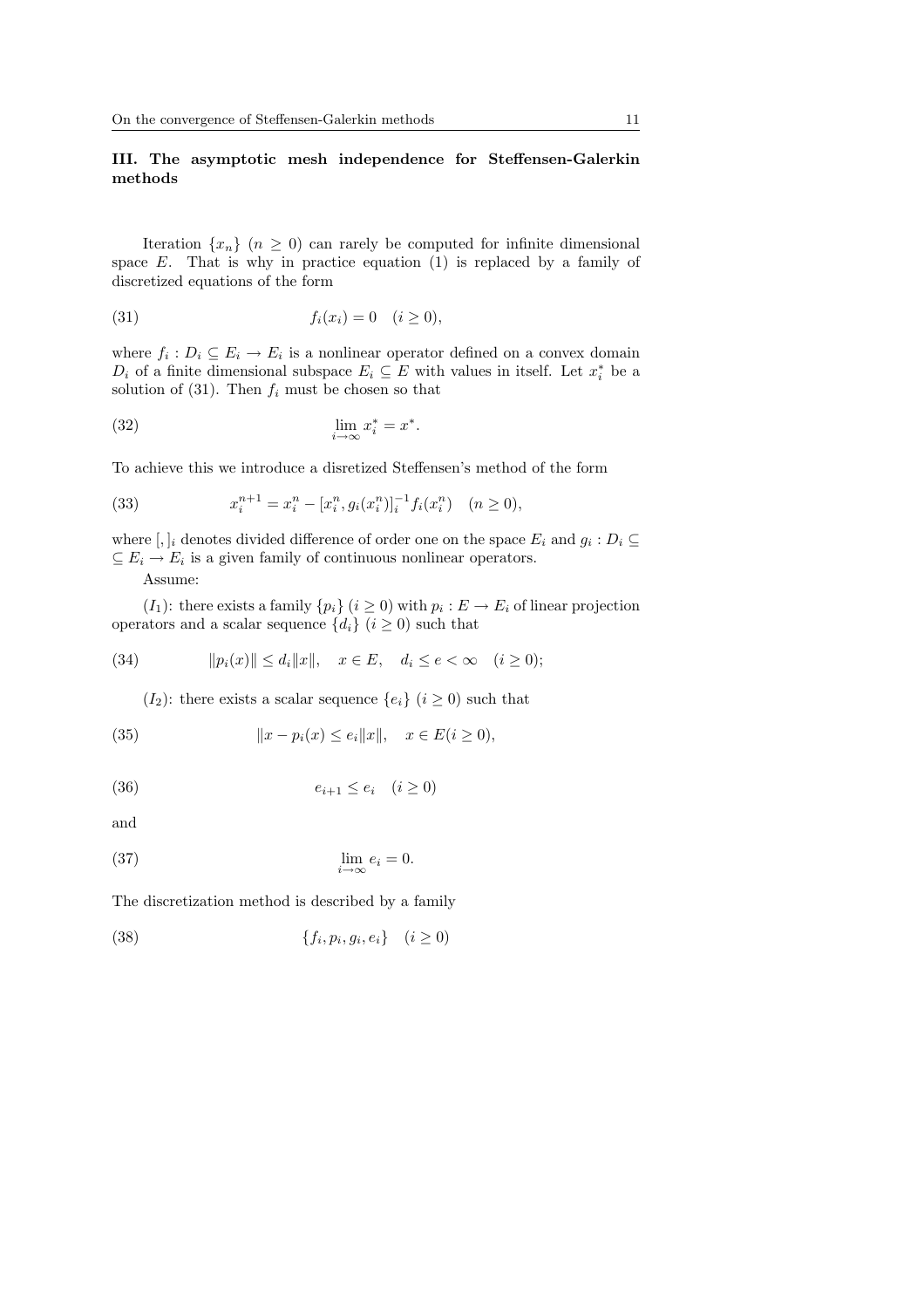## III. The asymptotic mesh independence for Steffensen-Galerkin methods

Iteration $\{x_n\}$ $(n \geq 0)$ can rarely be computed for infinite dimensional space $E$. That is why in practice equation (1) is replaced by a family of discretized equations of the form

$$f_i(x_i) = 0 \quad (i \geq 0), \tag{31}$$

where $f_i : D_i \subseteq E_i \to E_i$ is a nonlinear operator defined on a convex domain $D_i$ of a finite dimensional subspace $E_i \subseteq E$ with values in itself. Let $x_i^*$ be a solution of (31). Then $f_i$ must be chosen so that

$$\lim_{i\to\infty} x_i^* = x^*. \tag{32}$$

To achieve this we introduce a disretized Steffensen's method of the form

$$x_i^{n+1} = x_i^n - [x_i^n, g_i(x_i^n)]_i^{-1} f_i(x_i^n) \quad (n \geq 0), \tag{33}$$

where $[,]_i$ denotes divided difference of order one on the space $E_i$ and $g_i : D_i \subseteq$ $\subseteq E_i \to E_i$ is a given family of continuous nonlinear operators.

Assume:

$(I_1)$: there exists a family $\{p_i\}$ $(i \geq 0)$ with $p_i : E \to E_i$ of linear projection operators and a scalar sequence $\{d_i\}$ $(i \geq 0)$ such that

$$\|p_i(x)\| \leq d_i\|x\|, \quad x \in E, \quad d_i \leq e < \infty \quad (i \geq 0); \tag{34}$$

$(I_2)$: there exists a scalar sequence $\{e_i\}$ $(i \geq 0)$ such that

$$\|x - p_i(x) \leq e_i\|x\|, \quad x \in E (i \geq 0), \tag{35}$$

$$e_{i+1} \leq e_i \quad (i \geq 0) \tag{36}$$

and

$$\lim_{i\to\infty} e_i = 0. \tag{37}$$

The discretization method is described by a family

$$\{f_i, p_i, g_i, e_i\} \quad (i \geq 0) \tag{38}$$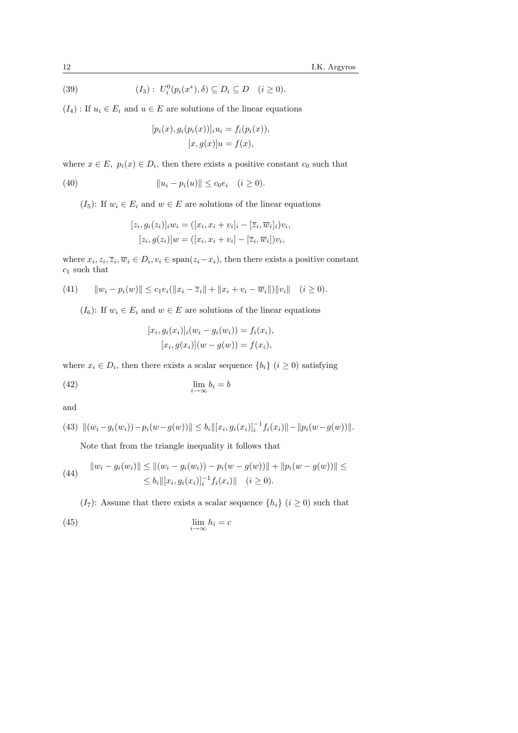$$(I_3):\ U_i^0(p_i(x^*),\delta) \subseteq D_i \subseteq D \quad (i \geq 0). \tag{39}$$

$(I_4)$ : If $u_i \in E_i$ and $u \in E$ are solutions of the linear equations

$$[p_i(x), g_i(p_i(x))]_i u_i = f_i(p_i(x)),$$
$$[x, g(x)]u = f(x),$$

where $x \in E,\ p_i(x) \in D_i$, then there exists a positive constant $c_0$ such that

$$\|u_i - p_i(u)\| \leq c_0 e_i \quad (i \geq 0). \tag{40}$$

$(I_5)$: If $w_i \in E_i$ and $w \in E$ are solutions of the linear equations

$$[z_i, g_i(z_i)]_i w_i = ([x_i, x_i + v_i]_i - [\overline{z}_i, \overline{w}_i]_i)v_i,$$
$$[z_i, g(z_i)]w = ([x_i, x_i + v_i] - [\overline{z}_i, \overline{w}_i])v_i,$$

where $x_i, z_i, \overline{z}_i, \overline{w}_i \in D_i$, $v_i \in \operatorname{span}(z_i - x_i)$, then there exists a positive constant $c_1$ such that

$$\|w_i - p_i(w)\| \leq c_1 e_i(\|x_i - \overline{z}_i\| + \|x_i + v_i - \overline{w}_i\|)\|v_i\| \quad (i \geq 0). \tag{41}$$

$(I_6)$: If $w_i \in E_i$ and $w \in E$ are solutions of the linear equations

$$[x_i, g_i(x_i)]_i(w_i - g_i(w_i)) = f_i(x_i),$$
$$[x_i, g(x_i)](w - g(w)) = f(x_i),$$

where $x_i \in D_i$, then there exists a scalar sequence $\{b_i\}$ $(i \geq 0)$ satisfying

$$\lim_{i\to\infty} b_i = b \tag{42}$$

and

$$\|(w_i - g_i(w_i)) - p_i(w - g(w))\| \leq b_i \|[x_i, g_i(x_i)]_i^{-1} f_i(x_i)\| - \|p_i(w - g(w))\|. \tag{43}$$

Note that from the triangle inequality it follows that

$$\begin{aligned} \|w_i - g_i(w_i)\| &\leq \|(w_i - g_i(w_i)) - p_i(w - g(w))\| + \|p_i(w - g(w))\| \leq \\ &\leq b_i \|[x_i, g_i(x_i)]_i^{-1} f_i(x_i)\| \quad (i \geq 0). \end{aligned} \tag{44}$$

$(I_7)$: Assume that there exists a scalar sequence $\{h_i\}$ $(i \geq 0)$ such that

$$\lim_{i\to\infty} h_i = c \tag{45}$$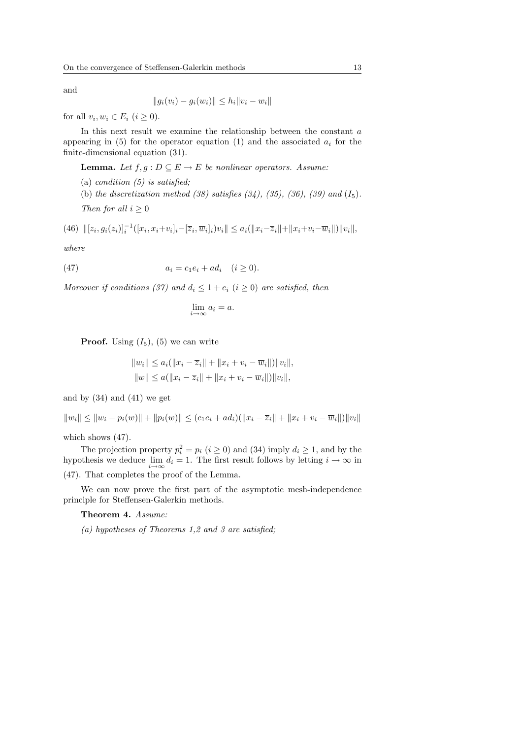and

$$\|g_i(v_i) - g_i(w_i)\| \leq h_i \|v_i - w_i\|$$

for all $v_i, w_i \in E_i$ $(i \geq 0)$.

In this next result we examine the relationship between the constant $a$ appearing in (5) for the operator equation (1) and the associated $a_i$ for the finite-dimensional equation (31).

**Lemma.** *Let $f, g : D \subseteq E \to E$ be nonlinear operators. Assume:*

(a) *condition (5) is satisfied;*

(b) *the discretization method (38) satisfies (34), (35), (36), (39) and $(I_5)$.*

*Then for all $i \geq 0$*

$$\|[z_i, g_i(z_i)]_i^{-1}([x_i, x_i+v_i]_i - [\overline{z}_i, \overline{w}_i]_i)v_i\| \leq a_i(\|x_i - \overline{z}_i\| + \|x_i + v_i - \overline{w}_i\|)\|v_i\|, \tag{46}$$

*where*

$$a_i = c_1 e_i + a d_i \quad (i \geq 0). \tag{47}$$

*Moreover if conditions (37) and $d_i \leq 1 + e_i$ $(i \geq 0)$ are satisfied, then*

$$\lim_{i\to\infty} a_i = a.$$

**Proof.** Using $(I_5)$, (5) we can write

$$\|w_i\| \leq a_i(\|x_i - \overline{z}_i\| + \|x_i + v_i - \overline{w}_i\|)\|v_i\|,$$
$$\|w\| \leq a(\|x_i - \overline{z}_i\| + \|x_i + v_i - \overline{w}_i\|)\|v_i\|,$$

and by (34) and (41) we get

$$\|w_i\| \leq \|w_i - p_i(w)\| + \|p_i(w)\| \leq (c_1 e_i + a d_i)(\|x_i - \overline{z}_i\| + \|x_i + v_i - \overline{w}_i\|)\|v_i\|$$

which shows (47).

The projection property $p_i^2 = p_i$ $(i \geq 0)$ and (34) imply $d_i \geq 1$, and by the hypothesis we deduce $\lim_{i\to\infty} d_i = 1$. The first result follows by letting $i \to \infty$ in (47). That completes the proof of the Lemma.

We can now prove the first part of the asymptotic mesh-independence principle for Steffensen-Galerkin methods.

**Theorem 4.** *Assume:*

*(a) hypotheses of Theorems 1,2 and 3 are satisfied;*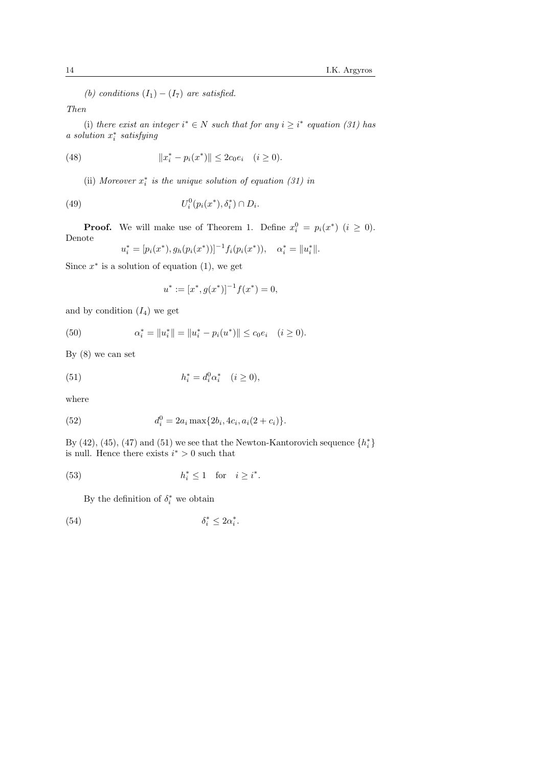*(b) conditions* $(I_1)-(I_7)$ *are satisfied.*

*Then*

(i) *there exist an integer* $i^* \in N$ *such that for any* $i \geq i^*$ *equation (31) has a solution* $x_i^*$ *satisfying*

$$\|x_i^* - p_i(x^*)\| \leq 2c_0 e_i \quad (i \geq 0). \tag{48}$$

(ii) *Moreover* $x_i^*$ *is the unique solution of equation (31) in*

$$U_i^0(p_i(x^*), \delta_i^*) \cap D_i. \tag{49}$$

**Proof.** We will make use of Theorem 1. Define $x_i^0 = p_i(x^*)$ $(i \geq 0)$. Denote

$$u_i^* = [p_i(x^*), g_h(p_i(x^*))]^{-1} f_i(p_i(x^*)), \quad \alpha_i^* = \|u_i^*\|.$$

Since $x^*$ is a solution of equation (1), we get

$$u^* := [x^*, g(x^*)]^{-1} f(x^*) = 0,$$

and by condition $(I_4)$ we get

$$\alpha_i^* = \|u_i^*\| = \|u_i^* - p_i(u^*)\| \leq c_0 e_i \quad (i \geq 0). \tag{50}$$

By (8) we can set

$$h_i^* = d_i^0 \alpha_i^* \quad (i \geq 0), \tag{51}$$

where

$$d_i^0 = 2a_i \max\{2b_i, 4c_i, a_i(2 + c_i)\}. \tag{52}$$

By (42), (45), (47) and (51) we see that the Newton-Kantorovich sequence $\{h_i^*\}$ is null. Hence there exists $i^* > 0$ such that

$$h_i^* \leq 1 \quad \text{for} \quad i \geq i^*. \tag{53}$$

By the definition of $\delta_i^*$ we obtain

$$\delta_i^* \leq 2\alpha_i^*. \tag{54}$$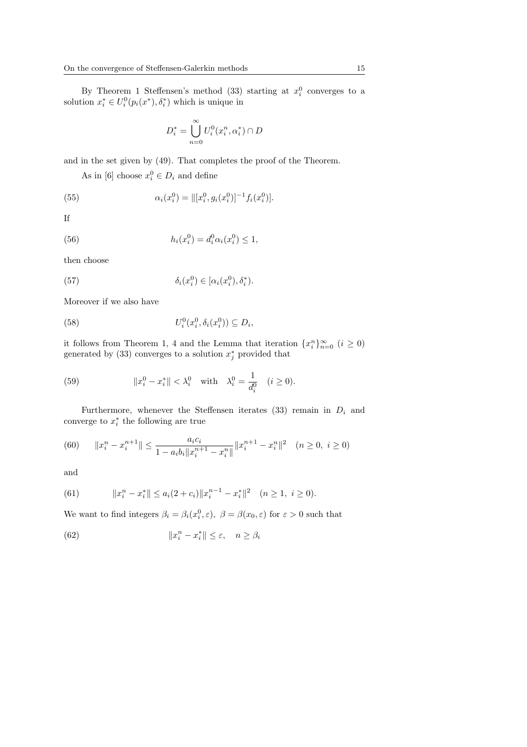By Theorem 1 Steffensen's method (33) starting at $x_i^0$ converges to a solution $x_i^* \in U_i^0(p_i(x^*), \delta_i^*)$ which is unique in

$$D_i^* = \bigcup_{n=0}^{\infty} U_i^0(x_i^n, \alpha_i^*) \cap D$$

and in the set given by (49). That completes the proof of the Theorem.

As in [6] choose $x_i^0 \in D_i$ and define

$$\alpha_i(x_i^0) = \|[x_i^0, g_i(x_i^0)]^{-1} f_i(x_i^0)]. \tag{55}$$

If

$$h_i(x_i^0) = d_i^0 \alpha_i(x_i^0) \leq 1, \tag{56}$$

then choose

$$\delta_i(x_i^0) \in [\alpha_i(x_i^0), \delta_i^*). \tag{57}$$

Moreover if we also have

$$U_i^0(x_i^0, \delta_i(x_i^0)) \subseteq D_i, \tag{58}$$

it follows from Theorem 1, 4 and the Lemma that iteration $\{x_i^n\}_{n=0}^{\infty}$ $(i \geq 0)$ generated by (33) converges to a solution $x_j^*$ provided that

$$\|x_i^0 - x_i^*\| < \lambda_i^0 \quad \text{with} \quad \lambda_i^0 = \frac{1}{d_i^0} \quad (i \geq 0). \tag{59}$$

Furthermore, whenever the Steffensen iterates (33) remain in $D_i$ and converge to $x_i^*$ the following are true

$$\|x_i^n - x_i^{n+1}\| \leq \frac{a_i c_i}{1 - a_i b_i \|x_i^{n+1} - x_i^n\|} \|x_i^{n+1} - x_i^n\|^2 \quad (n \geq 0,\ i \geq 0) \tag{60}$$

and

$$\|x_i^n - x_i^*\| \leq a_i(2 + c_i)\|x_i^{n-1} - x_i^*\|^2 \quad (n \geq 1,\ i \geq 0). \tag{61}$$

We want to find integers $\beta_i = \beta_i(x_i^0, \varepsilon),\ \beta = \beta(x_0, \varepsilon)$ for $\varepsilon > 0$ such that

$$\|x_i^n - x_i^*\| \leq \varepsilon, \quad n \geq \beta_i \tag{62}$$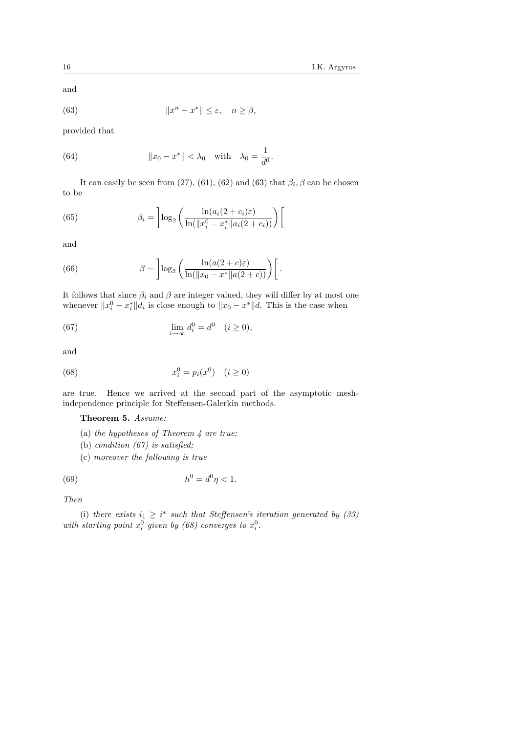and

$$\|x^n - x^*\| \leq \varepsilon, \quad n \geq \beta, \tag{63}$$

provided that

$$\|x_0 - x^*\| < \lambda_0 \quad \text{with} \quad \lambda_0 = \frac{1}{d^0}. \tag{64}$$

It can easily be seen from (27), (61), (62) and (63) that $\beta_i, \beta$ can be chosen to be

$$\beta_i = \left] \log_2 \left( \frac{\ln(a_i(2+c_i)\varepsilon)}{\ln(\|x_i^0 - x_i^*\| a_i(2+c_i))} \right) \right[ \tag{65}$$

and

$$\beta = \left] \log_2 \left( \frac{\ln(a(2+c)\varepsilon)}{\ln(\|x_0 - x^*\| a(2+c))} \right) \right[ . \tag{66}$$

It follows that since $\beta_i$ and $\beta$ are integer valued, they will differ by at most one whenever $\|x_i^0 - x_i^*\| d_i$ is close enough to $\|x_0 - x^*\| d$. This is the case when

$$\lim_{i \to \infty} d_i^0 = d^0 \quad (i \geq 0), \tag{67}$$

and

$$x_i^0 = p_i(x^0) \quad (i \geq 0) \tag{68}$$

are true. Hence we arrived at the second part of the asymptotic mesh-independence principle for Steffensen-Galerkin methods.

**Theorem 5.** *Assume:*

(a) *the hypotheses of Theorem 4 are true;*

(b) *condition (67) is satisfied;*

(c) *moreover the following is true*

$$h^0 = d^0 \eta < 1. \tag{69}$$

*Then*

(i) *there exists $i_1 \geq i^*$ such that Steffensen's iteration generated by (33) with starting point $x_i^0$ given by (68) converges to $x_i^0$.*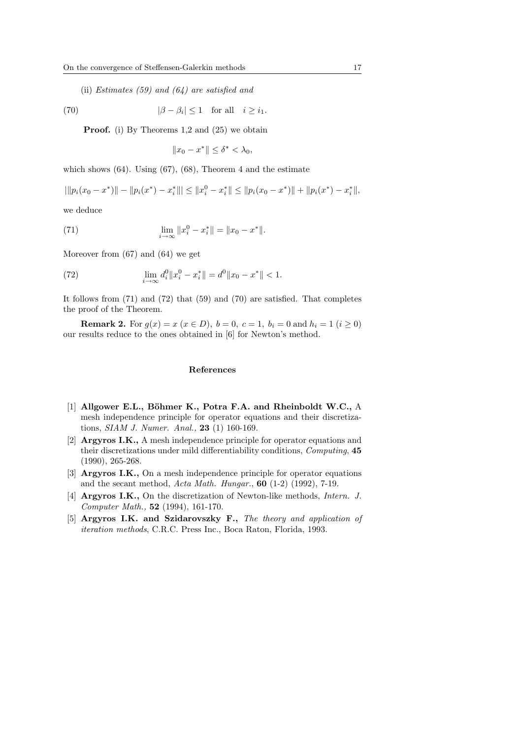(ii) *Estimates (59) and (64) are satisfied and*

$$|\beta - \beta_i| \leq 1 \quad \text{for all} \quad i \geq i_1. \tag{70}$$

**Proof.** (i) By Theorems 1,2 and (25) we obtain

$$\|x_0 - x^*\| \leq \delta^* < \lambda_0,$$

which shows (64). Using (67), (68), Theorem 4 and the estimate

$$|\|p_i(x_0 - x^*)\| - \|p_i(x^*) - x_i^*\|| \leq \|x_i^0 - x_i^*\| \leq \|p_i(x_0 - x^*)\| + \|p_i(x^*) - x_i^*\|,$$

we deduce

$$\lim_{i \to \infty} \|x_i^0 - x_i^*\| = \|x_0 - x^*\|. \tag{71}$$

Moreover from (67) and (64) we get

$$\lim_{i \to \infty} d_i^0 \|x_i^0 - x_i^*\| = d^0 \|x_0 - x^*\| < 1. \tag{72}$$

It follows from (71) and (72) that (59) and (70) are satisfied. That completes the proof of the Theorem.

**Remark 2.** For $g(x) = x$ $(x \in D)$, $b = 0$, $c = 1$, $b_i = 0$ and $h_i = 1$ $(i \geq 0)$ our results reduce to the ones obtained in [6] for Newton's method.

## References

[1] **Allgower E.L., Böhmer K., Potra F.A. and Rheinboldt W.C.,** A mesh independence principle for operator equations and their discretizations, *SIAM J. Numer. Anal.,* **23** (1) 160-169.

[2] **Argyros I.K.,** A mesh independence principle for operator equations and their discretizations under mild differentiability conditions, *Computing*, **45** (1990), 265-268.

[3] **Argyros I.K.,** On a mesh independence principle for operator equations and the secant method, *Acta Math. Hungar.*, **60** (1-2) (1992), 7-19.

[4] **Argyros I.K.,** On the discretization of Newton-like methods, *Intern. J. Computer Math.*, **52** (1994), 161-170.

[5] **Argyros I.K. and Szidarovszky F.,** *The theory and application of iteration methods*, C.R.C. Press Inc., Boca Raton, Florida, 1993.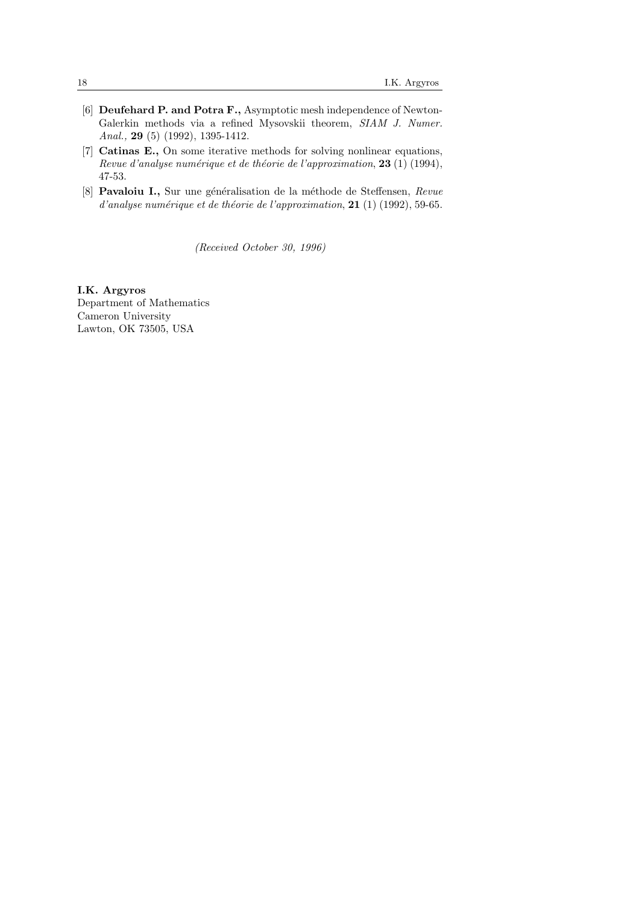[6] **Deufehard P. and Potra F.,** Asymptotic mesh independence of Newton-Galerkin methods via a refined Mysovskii theorem, *SIAM J. Numer. Anal.,* **29** (5) (1992), 1395-1412.

[7] **Catinas E.,** On some iterative methods for solving nonlinear equations, *Revue d'analyse numérique et de théorie de l'approximation*, **23** (1) (1994), 47-53.

[8] **Pavaloiu I.,** Sur une généralisation de la méthode de Steffensen, *Revue d'analyse numérique et de théorie de l'approximation*, **21** (1) (1992), 59-65.

*(Received October 30, 1996)*

**I.K. Argyros**
Department of Mathematics
Cameron University
Lawton, OK 73505, USA